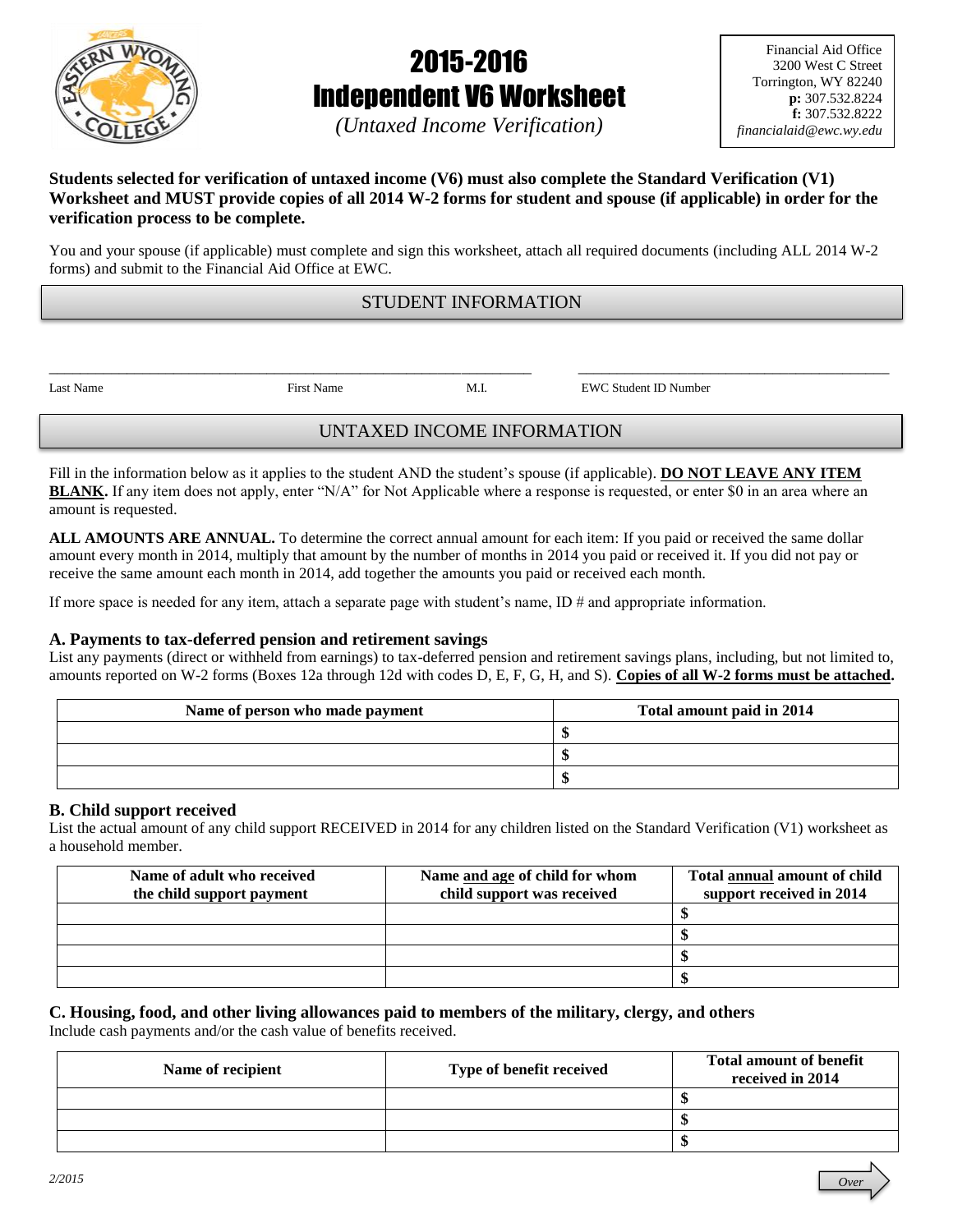# 2015-2016
# Independent V6 Worksheet

*(Untaxed Income Verification)*

Financial Aid Office
3200 West C Street
Torrington, WY 82240
**p:** 307.532.8224
**f:** 307.532.8222
*financialaid@ewc.wy.edu*

**Students selected for verification of untaxed income (V6) must also complete the Standard Verification (V1) Worksheet and MUST provide copies of all 2014 W-2 forms for student and spouse (if applicable) in order for the verification process to be complete.**

You and your spouse (if applicable) must complete and sign this worksheet, attach all required documents (including ALL 2014 W-2 forms) and submit to the Financial Aid Office at EWC.

## STUDENT INFORMATION

_______________________________________________________________ ________________________________________

Last Name First Name M.I. EWC Student ID Number

## UNTAXED INCOME INFORMATION

Fill in the information below as it applies to the student AND the student's spouse (if applicable). **DO NOT LEAVE ANY ITEM BLANK.** If any item does not apply, enter "N/A" for Not Applicable where a response is requested, or enter $0 in an area where an amount is requested.

**ALL AMOUNTS ARE ANNUAL.** To determine the correct annual amount for each item: If you paid or received the same dollar amount every month in 2014, multiply that amount by the number of months in 2014 you paid or received it. If you did not pay or receive the same amount each month in 2014, add together the amounts you paid or received each month.

If more space is needed for any item, attach a separate page with student's name, ID # and appropriate information.

### A. Payments to tax-deferred pension and retirement savings

List any payments (direct or withheld from earnings) to tax-deferred pension and retirement savings plans, including, but not limited to, amounts reported on W-2 forms (Boxes 12a through 12d with codes D, E, F, G, H, and S). **Copies of all W-2 forms must be attached.**

| Name of person who made payment | Total amount paid in 2014 |
|---|---|
| | $ |
| | $ |
| | $ |

### B. Child support received

List the actual amount of any child support RECEIVED in 2014 for any children listed on the Standard Verification (V1) worksheet as a household member.

| Name of adult who received the child support payment | Name and age of child for whom child support was received | Total annual amount of child support received in 2014 |
|---|---|---|
| | | $ |
| | | $ |
| | | $ |
| | | $ |

### C. Housing, food, and other living allowances paid to members of the military, clergy, and others

Include cash payments and/or the cash value of benefits received.

| Name of recipient | Type of benefit received | Total amount of benefit received in 2014 |
|---|---|---|
| | | $ |
| | | $ |
| | | $ |

*2/2015*

*Over*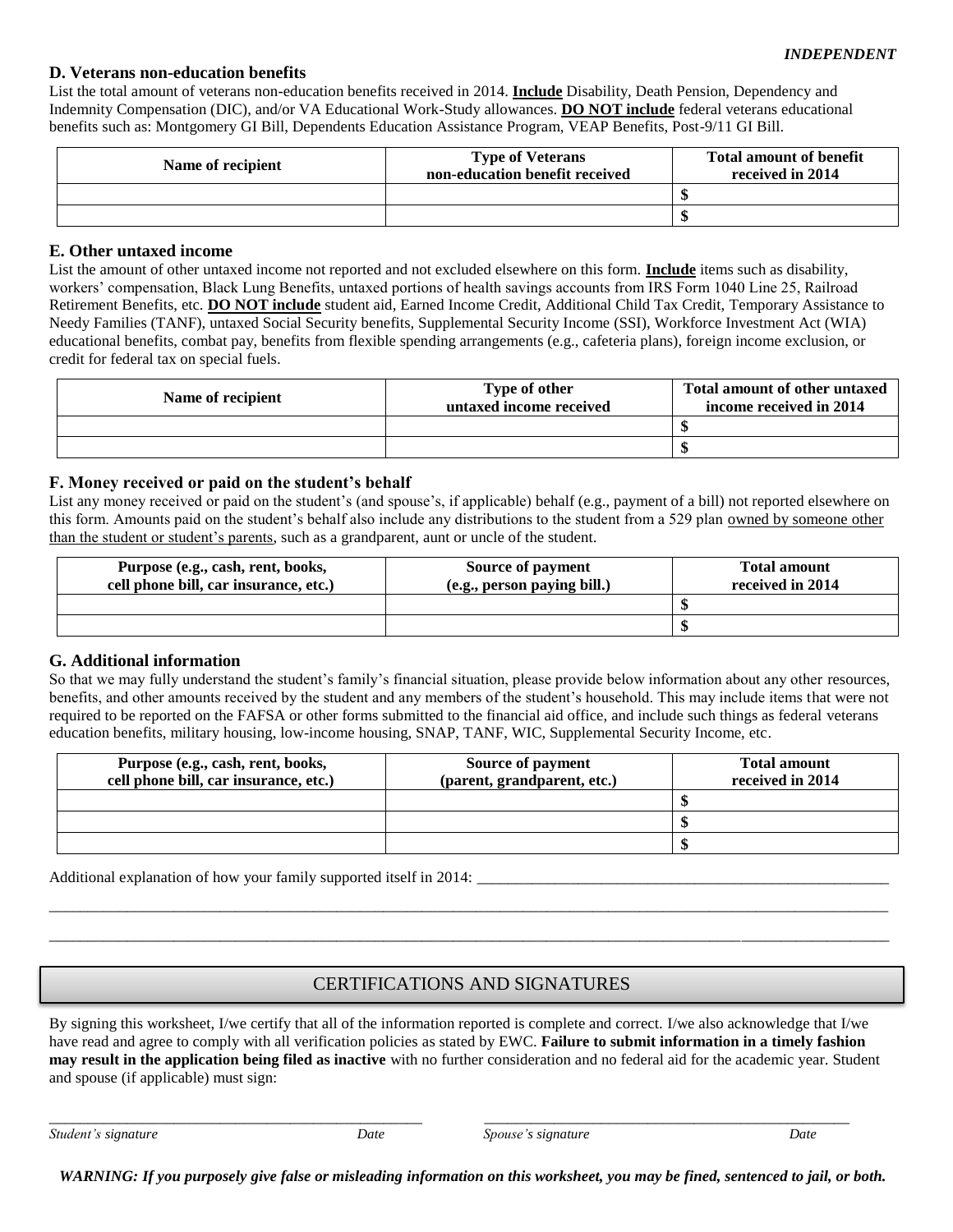*INDEPENDENT*

### D. Veterans non-education benefits

List the total amount of veterans non-education benefits received in 2014. **Include** Disability, Death Pension, Dependency and Indemnity Compensation (DIC), and/or VA Educational Work-Study allowances. **DO NOT include** federal veterans educational benefits such as: Montgomery GI Bill, Dependents Education Assistance Program, VEAP Benefits, Post-9/11 GI Bill.

| Name of recipient | Type of Veterans non-education benefit received | Total amount of benefit received in 2014 |
|---|---|---|
| | | $ |
| | | $ |

### E. Other untaxed income

List the amount of other untaxed income not reported and not excluded elsewhere on this form. **Include** items such as disability, workers' compensation, Black Lung Benefits, untaxed portions of health savings accounts from IRS Form 1040 Line 25, Railroad Retirement Benefits, etc. **DO NOT include** student aid, Earned Income Credit, Additional Child Tax Credit, Temporary Assistance to Needy Families (TANF), untaxed Social Security benefits, Supplemental Security Income (SSI), Workforce Investment Act (WIA) educational benefits, combat pay, benefits from flexible spending arrangements (e.g., cafeteria plans), foreign income exclusion, or credit for federal tax on special fuels.

| Name of recipient | Type of other untaxed income received | Total amount of other untaxed income received in 2014 |
|---|---|---|
| | | $ |
| | | $ |

### F. Money received or paid on the student's behalf

List any money received or paid on the student's (and spouse's, if applicable) behalf (e.g., payment of a bill) not reported elsewhere on this form. Amounts paid on the student's behalf also include any distributions to the student from a 529 plan owned by someone other than the student or student's parents, such as a grandparent, aunt or uncle of the student.

| Purpose (e.g., cash, rent, books, cell phone bill, car insurance, etc.) | Source of payment (e.g., person paying bill.) | Total amount received in 2014 |
|---|---|---|
| | | $ |
| | | $ |

### G. Additional information

So that we may fully understand the student's family's financial situation, please provide below information about any other resources, benefits, and other amounts received by the student and any members of the student's household. This may include items that were not required to be reported on the FAFSA or other forms submitted to the financial aid office, and include such things as federal veterans education benefits, military housing, low-income housing, SNAP, TANF, WIC, Supplemental Security Income, etc.

| Purpose (e.g., cash, rent, books, cell phone bill, car insurance, etc.) | Source of payment (parent, grandparent, etc.) | Total amount received in 2014 |
|---|---|---|
| | | $ |
| | | $ |
| | | $ |

Additional explanation of how your family supported itself in 2014: ______________________________________________________

________________________________________________________________________________________________________

________________________________________________________________________________________________________

## CERTIFICATIONS AND SIGNATURES

By signing this worksheet, I/we certify that all of the information reported is complete and correct. I/we also acknowledge that I/we have read and agree to comply with all verification policies as stated by EWC. **Failure to submit information in a timely fashion may result in the application being filed as inactive** with no further consideration and no federal aid for the academic year. Student and spouse (if applicable) must sign:

______________________________________________ ______________________________________________

*Student's signature* *Date* *Spouse's signature* *Date*

***WARNING: If you purposely give false or misleading information on this worksheet, you may be fined, sentenced to jail, or both.***